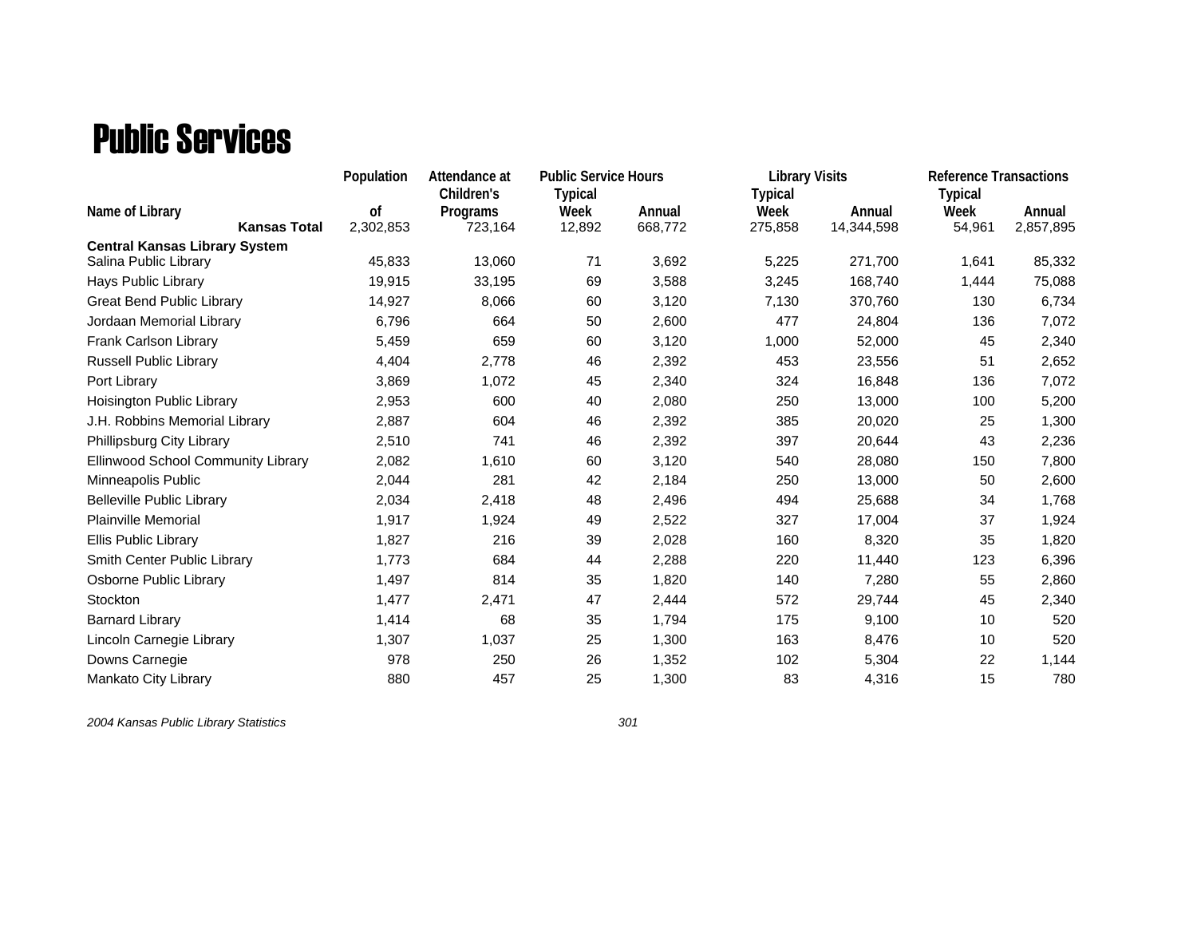# Public Services

| Name of Library | Population of | Attendance at Children's Programs | Public Service Hours Typical Week | Public Service Hours Annual | Library Visits Typical Week | Library Visits Annual | Reference Transactions Typical Week | Reference Transactions Annual |
|---|---|---|---|---|---|---|---|---|
| **Kansas Total** | 2,302,853 | 723,164 | 12,892 | 668,772 | 275,858 | 14,344,598 | 54,961 | 2,857,895 |
| **Central Kansas Library System** | | | | | | | | |
| Salina Public Library | 45,833 | 13,060 | 71 | 3,692 | 5,225 | 271,700 | 1,641 | 85,332 |
| Hays Public Library | 19,915 | 33,195 | 69 | 3,588 | 3,245 | 168,740 | 1,444 | 75,088 |
| Great Bend Public Library | 14,927 | 8,066 | 60 | 3,120 | 7,130 | 370,760 | 130 | 6,734 |
| Jordaan Memorial Library | 6,796 | 664 | 50 | 2,600 | 477 | 24,804 | 136 | 7,072 |
| Frank Carlson Library | 5,459 | 659 | 60 | 3,120 | 1,000 | 52,000 | 45 | 2,340 |
| Russell Public Library | 4,404 | 2,778 | 46 | 2,392 | 453 | 23,556 | 51 | 2,652 |
| Port Library | 3,869 | 1,072 | 45 | 2,340 | 324 | 16,848 | 136 | 7,072 |
| Hoisington Public Library | 2,953 | 600 | 40 | 2,080 | 250 | 13,000 | 100 | 5,200 |
| J.H. Robbins Memorial Library | 2,887 | 604 | 46 | 2,392 | 385 | 20,020 | 25 | 1,300 |
| Phillipsburg City Library | 2,510 | 741 | 46 | 2,392 | 397 | 20,644 | 43 | 2,236 |
| Ellinwood School Community Library | 2,082 | 1,610 | 60 | 3,120 | 540 | 28,080 | 150 | 7,800 |
| Minneapolis Public | 2,044 | 281 | 42 | 2,184 | 250 | 13,000 | 50 | 2,600 |
| Belleville Public Library | 2,034 | 2,418 | 48 | 2,496 | 494 | 25,688 | 34 | 1,768 |
| Plainville Memorial | 1,917 | 1,924 | 49 | 2,522 | 327 | 17,004 | 37 | 1,924 |
| Ellis Public Library | 1,827 | 216 | 39 | 2,028 | 160 | 8,320 | 35 | 1,820 |
| Smith Center Public Library | 1,773 | 684 | 44 | 2,288 | 220 | 11,440 | 123 | 6,396 |
| Osborne Public Library | 1,497 | 814 | 35 | 1,820 | 140 | 7,280 | 55 | 2,860 |
| Stockton | 1,477 | 2,471 | 47 | 2,444 | 572 | 29,744 | 45 | 2,340 |
| Barnard Library | 1,414 | 68 | 35 | 1,794 | 175 | 9,100 | 10 | 520 |
| Lincoln Carnegie Library | 1,307 | 1,037 | 25 | 1,300 | 163 | 8,476 | 10 | 520 |
| Downs Carnegie | 978 | 250 | 26 | 1,352 | 102 | 5,304 | 22 | 1,144 |
| Mankato City Library | 880 | 457 | 25 | 1,300 | 83 | 4,316 | 15 | 780 |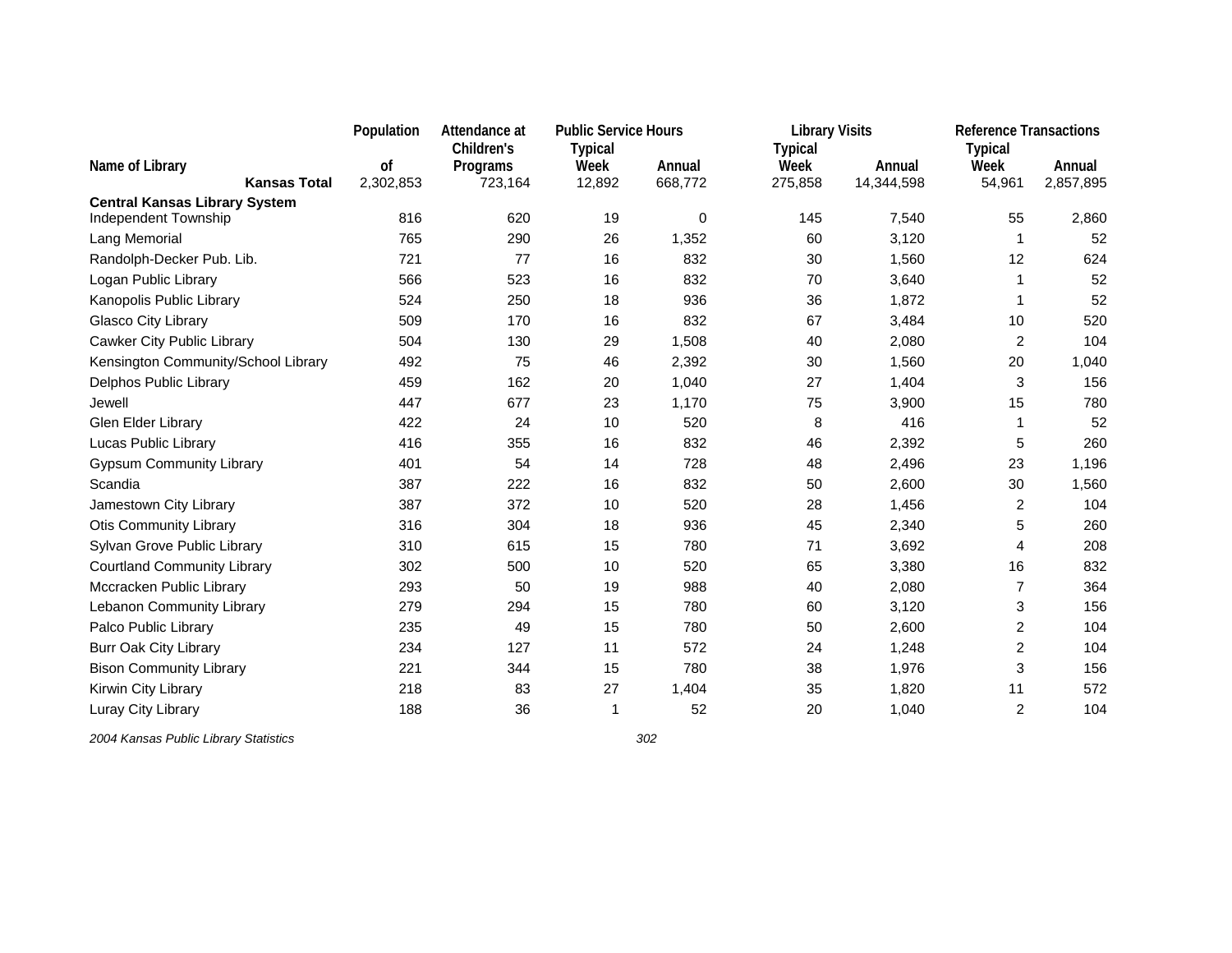| Name of Library | Population of | Attendance at Children's Programs | Public Service Hours Typical Week | Public Service Hours Annual | Library Visits Typical Week | Library Visits Annual | Reference Transactions Typical Week | Reference Transactions Annual |
|---|---|---|---|---|---|---|---|---|
| **Kansas Total** | 2,302,853 | 723,164 | 12,892 | 668,772 | 275,858 | 14,344,598 | 54,961 | 2,857,895 |
| **Central Kansas Library System** | | | | | | | | |
| Independent Township | 816 | 620 | 19 | 0 | 145 | 7,540 | 55 | 2,860 |
| Lang Memorial | 765 | 290 | 26 | 1,352 | 60 | 3,120 | 1 | 52 |
| Randolph-Decker Pub. Lib. | 721 | 77 | 16 | 832 | 30 | 1,560 | 12 | 624 |
| Logan Public Library | 566 | 523 | 16 | 832 | 70 | 3,640 | 1 | 52 |
| Kanopolis Public Library | 524 | 250 | 18 | 936 | 36 | 1,872 | 1 | 52 |
| Glasco City Library | 509 | 170 | 16 | 832 | 67 | 3,484 | 10 | 520 |
| Cawker City Public Library | 504 | 130 | 29 | 1,508 | 40 | 2,080 | 2 | 104 |
| Kensington Community/School Library | 492 | 75 | 46 | 2,392 | 30 | 1,560 | 20 | 1,040 |
| Delphos Public Library | 459 | 162 | 20 | 1,040 | 27 | 1,404 | 3 | 156 |
| Jewell | 447 | 677 | 23 | 1,170 | 75 | 3,900 | 15 | 780 |
| Glen Elder Library | 422 | 24 | 10 | 520 | 8 | 416 | 1 | 52 |
| Lucas Public Library | 416 | 355 | 16 | 832 | 46 | 2,392 | 5 | 260 |
| Gypsum Community Library | 401 | 54 | 14 | 728 | 48 | 2,496 | 23 | 1,196 |
| Scandia | 387 | 222 | 16 | 832 | 50 | 2,600 | 30 | 1,560 |
| Jamestown City Library | 387 | 372 | 10 | 520 | 28 | 1,456 | 2 | 104 |
| Otis Community Library | 316 | 304 | 18 | 936 | 45 | 2,340 | 5 | 260 |
| Sylvan Grove Public Library | 310 | 615 | 15 | 780 | 71 | 3,692 | 4 | 208 |
| Courtland Community Library | 302 | 500 | 10 | 520 | 65 | 3,380 | 16 | 832 |
| Mccracken Public Library | 293 | 50 | 19 | 988 | 40 | 2,080 | 7 | 364 |
| Lebanon Community Library | 279 | 294 | 15 | 780 | 60 | 3,120 | 3 | 156 |
| Palco Public Library | 235 | 49 | 15 | 780 | 50 | 2,600 | 2 | 104 |
| Burr Oak City Library | 234 | 127 | 11 | 572 | 24 | 1,248 | 2 | 104 |
| Bison Community Library | 221 | 344 | 15 | 780 | 38 | 1,976 | 3 | 156 |
| Kirwin City Library | 218 | 83 | 27 | 1,404 | 35 | 1,820 | 11 | 572 |
| Luray City Library | 188 | 36 | 1 | 52 | 20 | 1,040 | 2 | 104 |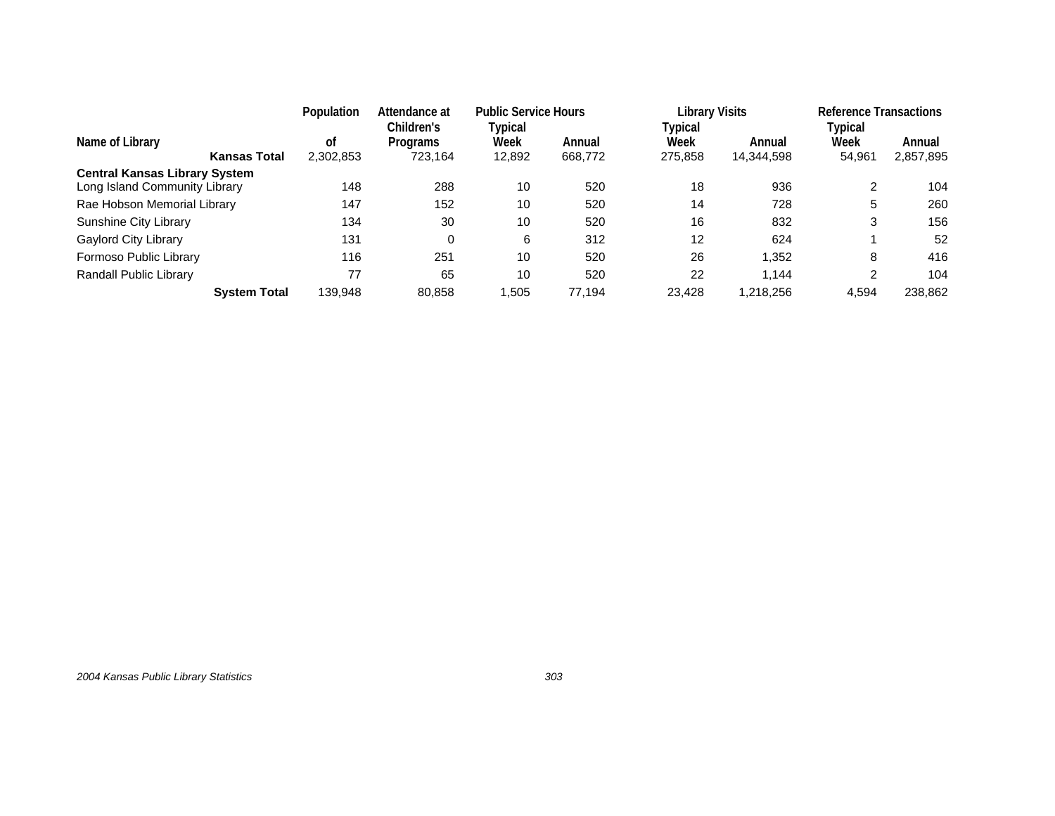| Name of Library | Population of | Attendance at Children's Programs | Public Service Hours | | Library Visits | | Reference Transactions | |
|---|---|---|---|---|---|---|---|---|
| | | | Typical Week | Annual | Typical Week | Annual | Typical Week | Annual |
| **Kansas Total** | 2,302,853 | 723,164 | 12,892 | 668,772 | 275,858 | 14,344,598 | 54,961 | 2,857,895 |
| **Central Kansas Library System** | | | | | | | | |
| Long Island Community Library | 148 | 288 | 10 | 520 | 18 | 936 | 2 | 104 |
| Rae Hobson Memorial Library | 147 | 152 | 10 | 520 | 14 | 728 | 5 | 260 |
| Sunshine City Library | 134 | 30 | 10 | 520 | 16 | 832 | 3 | 156 |
| Gaylord City Library | 131 | 0 | 6 | 312 | 12 | 624 | 1 | 52 |
| Formoso Public Library | 116 | 251 | 10 | 520 | 26 | 1,352 | 8 | 416 |
| Randall Public Library | 77 | 65 | 10 | 520 | 22 | 1,144 | 2 | 104 |
| **System Total** | 139,948 | 80,858 | 1,505 | 77,194 | 23,428 | 1,218,256 | 4,594 | 238,862 |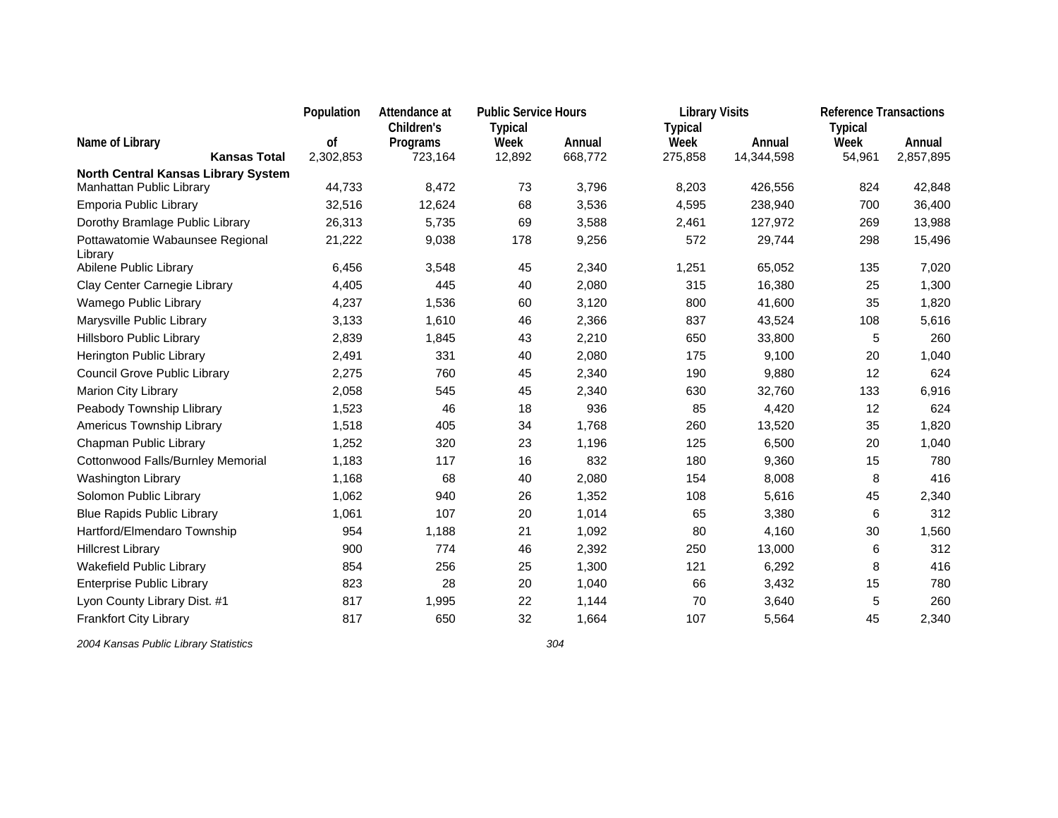| Name of Library | Population of | Attendance at Children's Programs | Public Service Hours Typical Week | Public Service Hours Annual | Library Visits Typical Week | Library Visits Annual | Reference Transactions Typical Week | Reference Transactions Annual |
|---|---|---|---|---|---|---|---|---|
| **Kansas Total** | 2,302,853 | 723,164 | 12,892 | 668,772 | 275,858 | 14,344,598 | 54,961 | 2,857,895 |
| **North Central Kansas Library System** | | | | | | | | |
| Manhattan Public Library | 44,733 | 8,472 | 73 | 3,796 | 8,203 | 426,556 | 824 | 42,848 |
| Emporia Public Library | 32,516 | 12,624 | 68 | 3,536 | 4,595 | 238,940 | 700 | 36,400 |
| Dorothy Bramlage Public Library | 26,313 | 5,735 | 69 | 3,588 | 2,461 | 127,972 | 269 | 13,988 |
| Pottawatomie Wabaunsee Regional Library | 21,222 | 9,038 | 178 | 9,256 | 572 | 29,744 | 298 | 15,496 |
| Abilene Public Library | 6,456 | 3,548 | 45 | 2,340 | 1,251 | 65,052 | 135 | 7,020 |
| Clay Center Carnegie Library | 4,405 | 445 | 40 | 2,080 | 315 | 16,380 | 25 | 1,300 |
| Wamego Public Library | 4,237 | 1,536 | 60 | 3,120 | 800 | 41,600 | 35 | 1,820 |
| Marysville Public Library | 3,133 | 1,610 | 46 | 2,366 | 837 | 43,524 | 108 | 5,616 |
| Hillsboro Public Library | 2,839 | 1,845 | 43 | 2,210 | 650 | 33,800 | 5 | 260 |
| Herington Public Library | 2,491 | 331 | 40 | 2,080 | 175 | 9,100 | 20 | 1,040 |
| Council Grove Public Library | 2,275 | 760 | 45 | 2,340 | 190 | 9,880 | 12 | 624 |
| Marion City Library | 2,058 | 545 | 45 | 2,340 | 630 | 32,760 | 133 | 6,916 |
| Peabody Township Llibrary | 1,523 | 46 | 18 | 936 | 85 | 4,420 | 12 | 624 |
| Americus Township Library | 1,518 | 405 | 34 | 1,768 | 260 | 13,520 | 35 | 1,820 |
| Chapman Public Library | 1,252 | 320 | 23 | 1,196 | 125 | 6,500 | 20 | 1,040 |
| Cottonwood Falls/Burnley Memorial | 1,183 | 117 | 16 | 832 | 180 | 9,360 | 15 | 780 |
| Washington Library | 1,168 | 68 | 40 | 2,080 | 154 | 8,008 | 8 | 416 |
| Solomon Public Library | 1,062 | 940 | 26 | 1,352 | 108 | 5,616 | 45 | 2,340 |
| Blue Rapids Public Library | 1,061 | 107 | 20 | 1,014 | 65 | 3,380 | 6 | 312 |
| Hartford/Elmendaro Township | 954 | 1,188 | 21 | 1,092 | 80 | 4,160 | 30 | 1,560 |
| Hillcrest Library | 900 | 774 | 46 | 2,392 | 250 | 13,000 | 6 | 312 |
| Wakefield Public Library | 854 | 256 | 25 | 1,300 | 121 | 6,292 | 8 | 416 |
| Enterprise Public Library | 823 | 28 | 20 | 1,040 | 66 | 3,432 | 15 | 780 |
| Lyon County Library Dist. #1 | 817 | 1,995 | 22 | 1,144 | 70 | 3,640 | 5 | 260 |
| Frankfort City Library | 817 | 650 | 32 | 1,664 | 107 | 5,564 | 45 | 2,340 |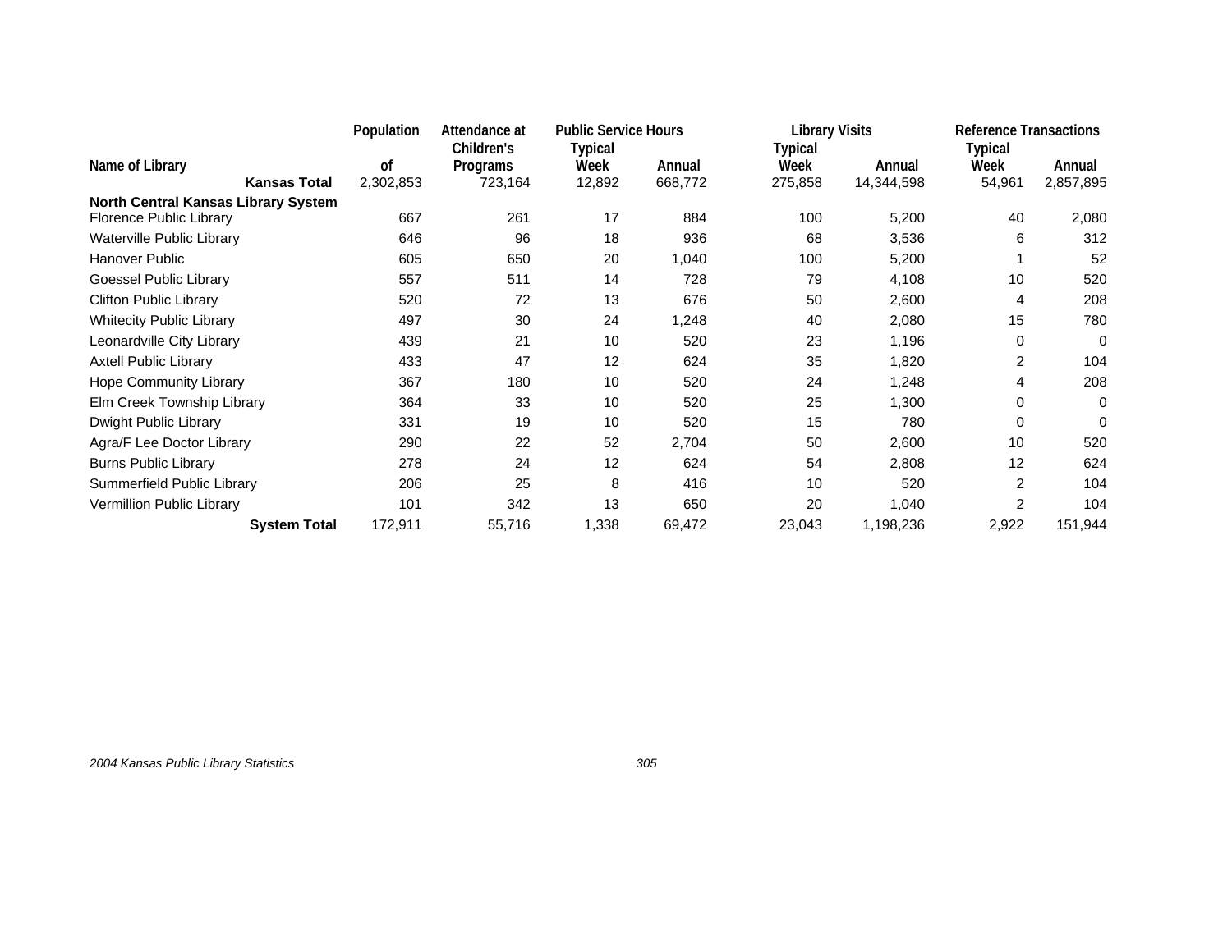| Name of Library | Population of | Attendance at Children's Programs | Public Service Hours Typical Week | Annual | Library Visits Typical Week | Annual | Reference Transactions Typical Week | Annual |
|---|---|---|---|---|---|---|---|---|
| **Kansas Total** | 2,302,853 | 723,164 | 12,892 | 668,772 | 275,858 | 14,344,598 | 54,961 | 2,857,895 |
| **North Central Kansas Library System** | | | | | | | | |
| Florence Public Library | 667 | 261 | 17 | 884 | 100 | 5,200 | 40 | 2,080 |
| Waterville Public Library | 646 | 96 | 18 | 936 | 68 | 3,536 | 6 | 312 |
| Hanover Public | 605 | 650 | 20 | 1,040 | 100 | 5,200 | 1 | 52 |
| Goessel Public Library | 557 | 511 | 14 | 728 | 79 | 4,108 | 10 | 520 |
| Clifton Public Library | 520 | 72 | 13 | 676 | 50 | 2,600 | 4 | 208 |
| Whitecity Public Library | 497 | 30 | 24 | 1,248 | 40 | 2,080 | 15 | 780 |
| Leonardville City Library | 439 | 21 | 10 | 520 | 23 | 1,196 | 0 | 0 |
| Axtell Public Library | 433 | 47 | 12 | 624 | 35 | 1,820 | 2 | 104 |
| Hope Community Library | 367 | 180 | 10 | 520 | 24 | 1,248 | 4 | 208 |
| Elm Creek Township Library | 364 | 33 | 10 | 520 | 25 | 1,300 | 0 | 0 |
| Dwight Public Library | 331 | 19 | 10 | 520 | 15 | 780 | 0 | 0 |
| Agra/F Lee Doctor Library | 290 | 22 | 52 | 2,704 | 50 | 2,600 | 10 | 520 |
| Burns Public Library | 278 | 24 | 12 | 624 | 54 | 2,808 | 12 | 624 |
| Summerfield Public Library | 206 | 25 | 8 | 416 | 10 | 520 | 2 | 104 |
| Vermillion Public Library | 101 | 342 | 13 | 650 | 20 | 1,040 | 2 | 104 |
| **System Total** | 172,911 | 55,716 | 1,338 | 69,472 | 23,043 | 1,198,236 | 2,922 | 151,944 |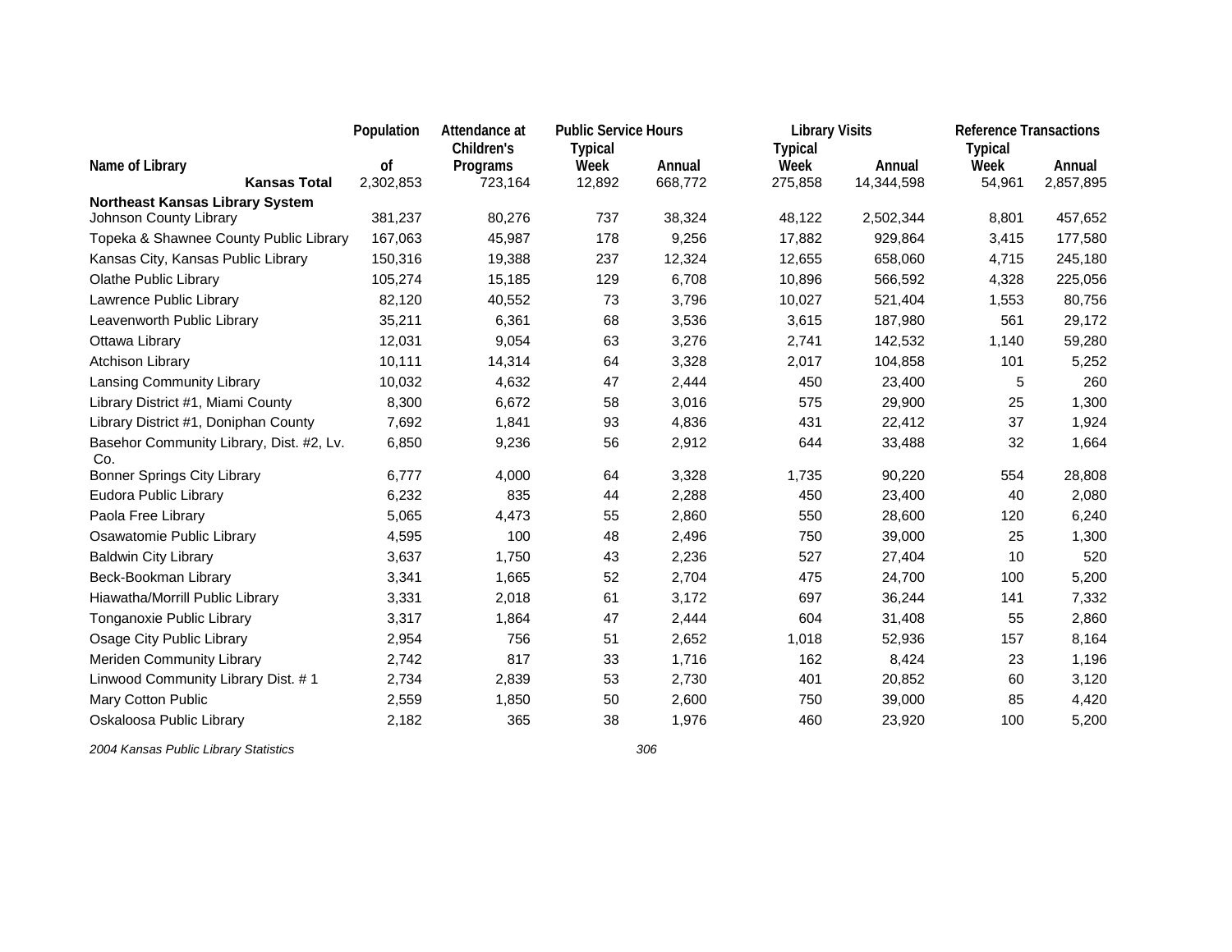| Name of Library | Population of | Attendance at Children's Programs | Public Service Hours Typical Week | Annual | Library Visits Typical Week | Annual | Reference Transactions Typical Week | Annual |
|---|---|---|---|---|---|---|---|---|
| **Kansas Total** | 2,302,853 | 723,164 | 12,892 | 668,772 | 275,858 | 14,344,598 | 54,961 | 2,857,895 |
| **Northeast Kansas Library System** | | | | | | | | |
| Johnson County Library | 381,237 | 80,276 | 737 | 38,324 | 48,122 | 2,502,344 | 8,801 | 457,652 |
| Topeka & Shawnee County Public Library | 167,063 | 45,987 | 178 | 9,256 | 17,882 | 929,864 | 3,415 | 177,580 |
| Kansas City, Kansas Public Library | 150,316 | 19,388 | 237 | 12,324 | 12,655 | 658,060 | 4,715 | 245,180 |
| Olathe Public Library | 105,274 | 15,185 | 129 | 6,708 | 10,896 | 566,592 | 4,328 | 225,056 |
| Lawrence Public Library | 82,120 | 40,552 | 73 | 3,796 | 10,027 | 521,404 | 1,553 | 80,756 |
| Leavenworth Public Library | 35,211 | 6,361 | 68 | 3,536 | 3,615 | 187,980 | 561 | 29,172 |
| Ottawa Library | 12,031 | 9,054 | 63 | 3,276 | 2,741 | 142,532 | 1,140 | 59,280 |
| Atchison Library | 10,111 | 14,314 | 64 | 3,328 | 2,017 | 104,858 | 101 | 5,252 |
| Lansing Community Library | 10,032 | 4,632 | 47 | 2,444 | 450 | 23,400 | 5 | 260 |
| Library District #1, Miami County | 8,300 | 6,672 | 58 | 3,016 | 575 | 29,900 | 25 | 1,300 |
| Library District #1, Doniphan County | 7,692 | 1,841 | 93 | 4,836 | 431 | 22,412 | 37 | 1,924 |
| Basehor Community Library, Dist. #2, Lv. Co. | 6,850 | 9,236 | 56 | 2,912 | 644 | 33,488 | 32 | 1,664 |
| Bonner Springs City Library | 6,777 | 4,000 | 64 | 3,328 | 1,735 | 90,220 | 554 | 28,808 |
| Eudora Public Library | 6,232 | 835 | 44 | 2,288 | 450 | 23,400 | 40 | 2,080 |
| Paola Free Library | 5,065 | 4,473 | 55 | 2,860 | 550 | 28,600 | 120 | 6,240 |
| Osawatomie Public Library | 4,595 | 100 | 48 | 2,496 | 750 | 39,000 | 25 | 1,300 |
| Baldwin City Library | 3,637 | 1,750 | 43 | 2,236 | 527 | 27,404 | 10 | 520 |
| Beck-Bookman Library | 3,341 | 1,665 | 52 | 2,704 | 475 | 24,700 | 100 | 5,200 |
| Hiawatha/Morrill Public Library | 3,331 | 2,018 | 61 | 3,172 | 697 | 36,244 | 141 | 7,332 |
| Tonganoxie Public Library | 3,317 | 1,864 | 47 | 2,444 | 604 | 31,408 | 55 | 2,860 |
| Osage City Public Library | 2,954 | 756 | 51 | 2,652 | 1,018 | 52,936 | 157 | 8,164 |
| Meriden Community Library | 2,742 | 817 | 33 | 1,716 | 162 | 8,424 | 23 | 1,196 |
| Linwood Community Library Dist. # 1 | 2,734 | 2,839 | 53 | 2,730 | 401 | 20,852 | 60 | 3,120 |
| Mary Cotton Public | 2,559 | 1,850 | 50 | 2,600 | 750 | 39,000 | 85 | 4,420 |
| Oskaloosa Public Library | 2,182 | 365 | 38 | 1,976 | 460 | 23,920 | 100 | 5,200 |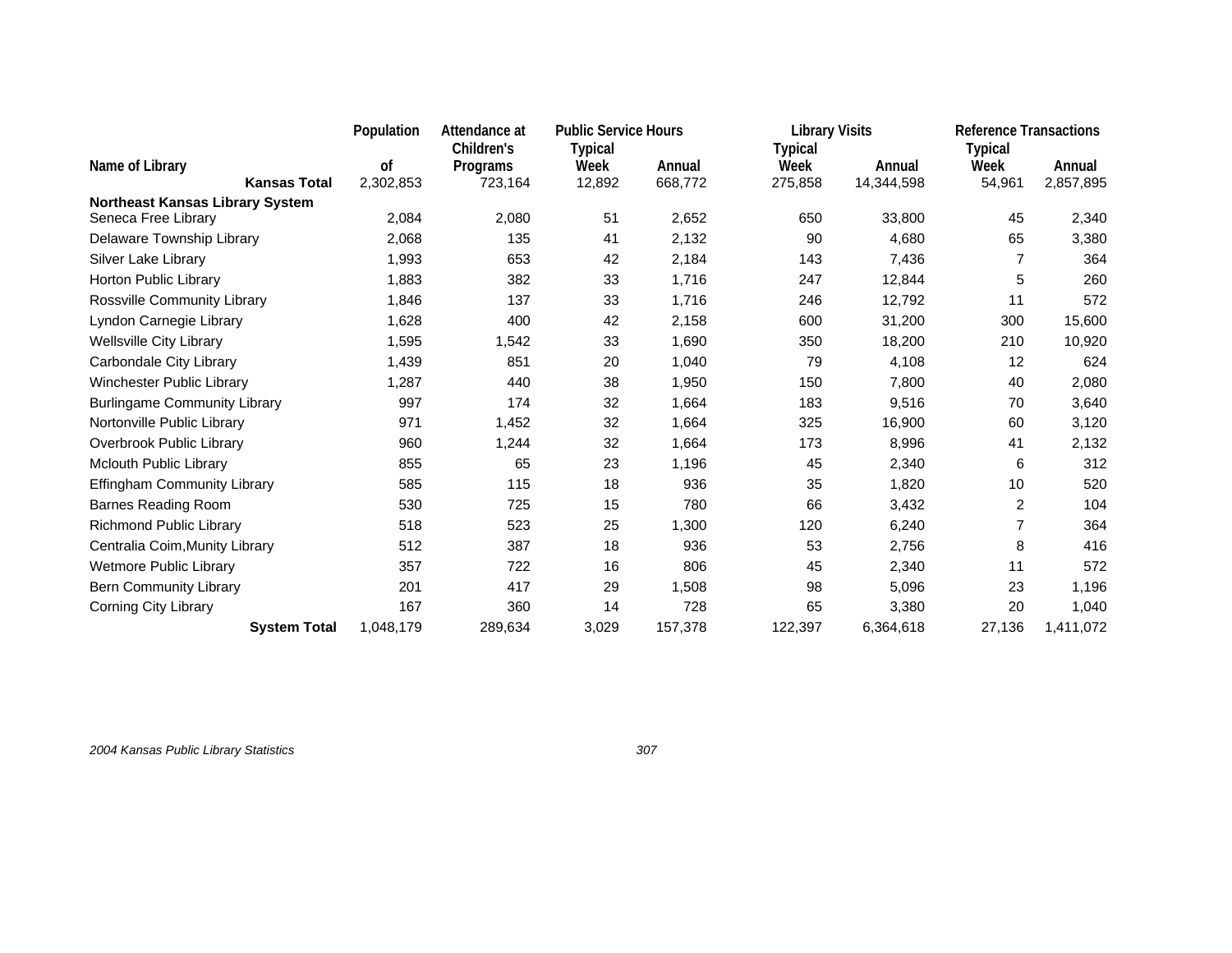| Name of Library | Population of | Attendance at Children's Programs | Public Service Hours Typical Week | Public Service Hours Annual | Library Visits Typical Week | Library Visits Annual | Reference Transactions Typical Week | Reference Transactions Annual |
|---|---|---|---|---|---|---|---|---|
| **Kansas Total** | 2,302,853 | 723,164 | 12,892 | 668,772 | 275,858 | 14,344,598 | 54,961 | 2,857,895 |
| **Northeast Kansas Library System** | | | | | | | | |
| Seneca Free Library | 2,084 | 2,080 | 51 | 2,652 | 650 | 33,800 | 45 | 2,340 |
| Delaware Township Library | 2,068 | 135 | 41 | 2,132 | 90 | 4,680 | 65 | 3,380 |
| Silver Lake Library | 1,993 | 653 | 42 | 2,184 | 143 | 7,436 | 7 | 364 |
| Horton Public Library | 1,883 | 382 | 33 | 1,716 | 247 | 12,844 | 5 | 260 |
| Rossville Community Library | 1,846 | 137 | 33 | 1,716 | 246 | 12,792 | 11 | 572 |
| Lyndon Carnegie Library | 1,628 | 400 | 42 | 2,158 | 600 | 31,200 | 300 | 15,600 |
| Wellsville City Library | 1,595 | 1,542 | 33 | 1,690 | 350 | 18,200 | 210 | 10,920 |
| Carbondale City Library | 1,439 | 851 | 20 | 1,040 | 79 | 4,108 | 12 | 624 |
| Winchester Public Library | 1,287 | 440 | 38 | 1,950 | 150 | 7,800 | 40 | 2,080 |
| Burlingame Community Library | 997 | 174 | 32 | 1,664 | 183 | 9,516 | 70 | 3,640 |
| Nortonville Public Library | 971 | 1,452 | 32 | 1,664 | 325 | 16,900 | 60 | 3,120 |
| Overbrook Public Library | 960 | 1,244 | 32 | 1,664 | 173 | 8,996 | 41 | 2,132 |
| Mclouth Public Library | 855 | 65 | 23 | 1,196 | 45 | 2,340 | 6 | 312 |
| Effingham Community Library | 585 | 115 | 18 | 936 | 35 | 1,820 | 10 | 520 |
| Barnes Reading Room | 530 | 725 | 15 | 780 | 66 | 3,432 | 2 | 104 |
| Richmond Public Library | 518 | 523 | 25 | 1,300 | 120 | 6,240 | 7 | 364 |
| Centralia Coim,Munity Library | 512 | 387 | 18 | 936 | 53 | 2,756 | 8 | 416 |
| Wetmore Public Library | 357 | 722 | 16 | 806 | 45 | 2,340 | 11 | 572 |
| Bern Community Library | 201 | 417 | 29 | 1,508 | 98 | 5,096 | 23 | 1,196 |
| Corning City Library | 167 | 360 | 14 | 728 | 65 | 3,380 | 20 | 1,040 |
| **System Total** | 1,048,179 | 289,634 | 3,029 | 157,378 | 122,397 | 6,364,618 | 27,136 | 1,411,072 |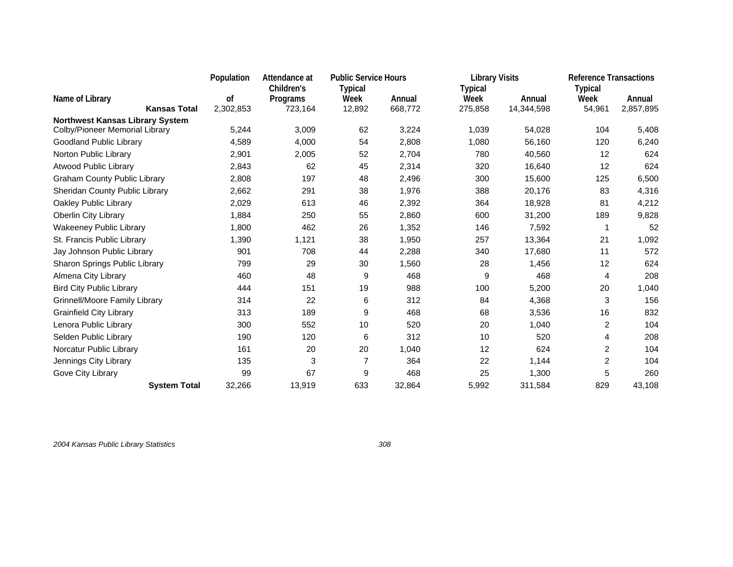| Name of Library | Population of | Attendance at Children's Programs | Public Service Hours | | Library Visits | | Reference Transactions | |
|---|---|---|---|---|---|---|---|---|
| | | | Typical Week | Annual | Typical Week | Annual | Typical Week | Annual |
| **Kansas Total** | 2,302,853 | 723,164 | 12,892 | 668,772 | 275,858 | 14,344,598 | 54,961 | 2,857,895 |
| **Northwest Kansas Library System** | | | | | | | | |
| Colby/Pioneer Memorial Library | 5,244 | 3,009 | 62 | 3,224 | 1,039 | 54,028 | 104 | 5,408 |
| Goodland Public Library | 4,589 | 4,000 | 54 | 2,808 | 1,080 | 56,160 | 120 | 6,240 |
| Norton Public Library | 2,901 | 2,005 | 52 | 2,704 | 780 | 40,560 | 12 | 624 |
| Atwood Public Library | 2,843 | 62 | 45 | 2,314 | 320 | 16,640 | 12 | 624 |
| Graham County Public Library | 2,808 | 197 | 48 | 2,496 | 300 | 15,600 | 125 | 6,500 |
| Sheridan County Public Library | 2,662 | 291 | 38 | 1,976 | 388 | 20,176 | 83 | 4,316 |
| Oakley Public Library | 2,029 | 613 | 46 | 2,392 | 364 | 18,928 | 81 | 4,212 |
| Oberlin City Library | 1,884 | 250 | 55 | 2,860 | 600 | 31,200 | 189 | 9,828 |
| Wakeeney Public Library | 1,800 | 462 | 26 | 1,352 | 146 | 7,592 | 1 | 52 |
| St. Francis Public Library | 1,390 | 1,121 | 38 | 1,950 | 257 | 13,364 | 21 | 1,092 |
| Jay Johnson Public Library | 901 | 708 | 44 | 2,288 | 340 | 17,680 | 11 | 572 |
| Sharon Springs Public Library | 799 | 29 | 30 | 1,560 | 28 | 1,456 | 12 | 624 |
| Almena City Library | 460 | 48 | 9 | 468 | 9 | 468 | 4 | 208 |
| Bird City Public Library | 444 | 151 | 19 | 988 | 100 | 5,200 | 20 | 1,040 |
| Grinnell/Moore Family Library | 314 | 22 | 6 | 312 | 84 | 4,368 | 3 | 156 |
| Grainfield City Library | 313 | 189 | 9 | 468 | 68 | 3,536 | 16 | 832 |
| Lenora Public Library | 300 | 552 | 10 | 520 | 20 | 1,040 | 2 | 104 |
| Selden Public Library | 190 | 120 | 6 | 312 | 10 | 520 | 4 | 208 |
| Norcatur Public Library | 161 | 20 | 20 | 1,040 | 12 | 624 | 2 | 104 |
| Jennings City Library | 135 | 3 | 7 | 364 | 22 | 1,144 | 2 | 104 |
| Gove City Library | 99 | 67 | 9 | 468 | 25 | 1,300 | 5 | 260 |
| **System Total** | 32,266 | 13,919 | 633 | 32,864 | 5,992 | 311,584 | 829 | 43,108 |

*2004 Kansas Public Library Statistics*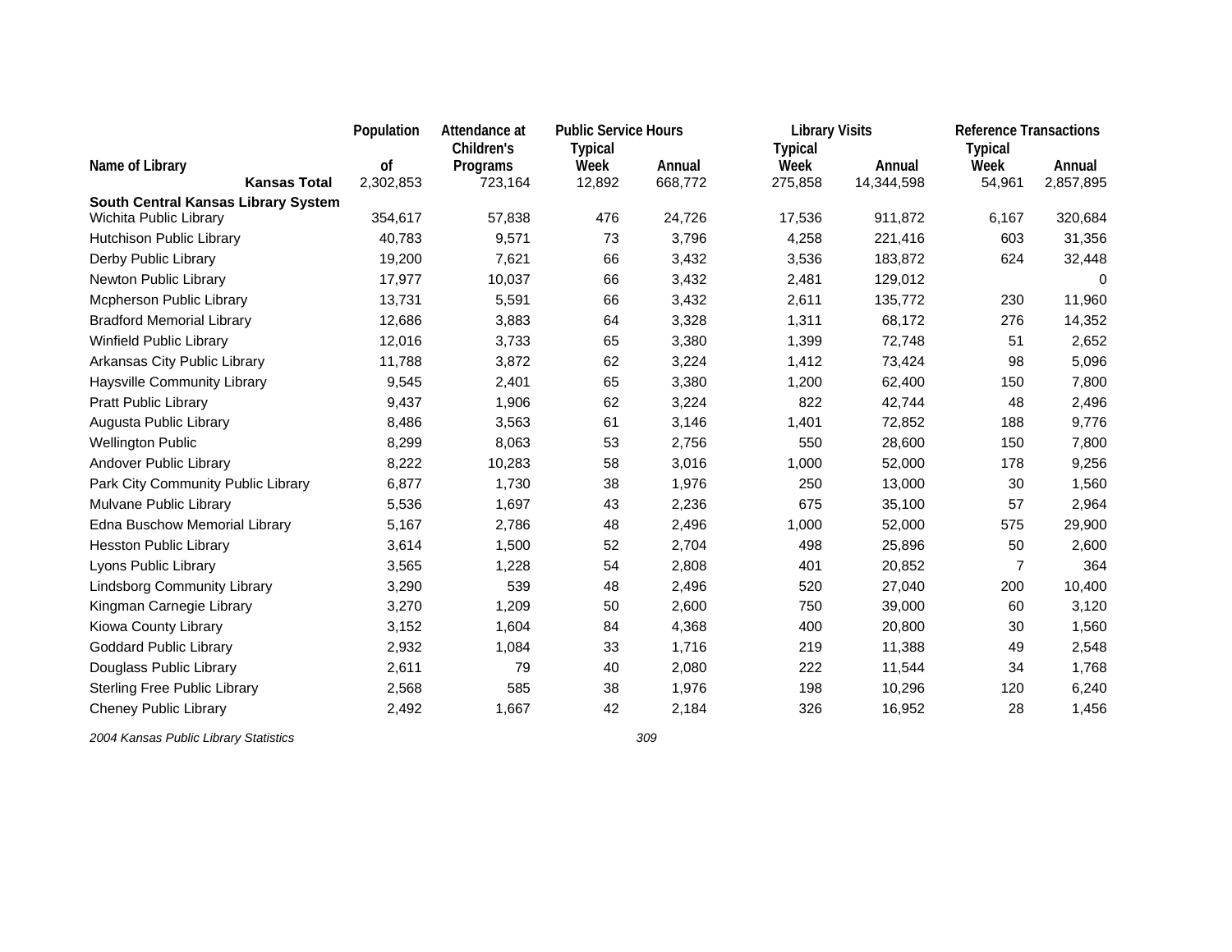| Name of Library | Population of | Attendance at Children's Programs | Public Service Hours Typical Week | Public Service Hours Annual | Library Visits Typical Week | Library Visits Annual | Reference Transactions Typical Week | Reference Transactions Annual |
|---|---|---|---|---|---|---|---|---|
| **Kansas Total** | 2,302,853 | 723,164 | 12,892 | 668,772 | 275,858 | 14,344,598 | 54,961 | 2,857,895 |
| **South Central Kansas Library System** | | | | | | | | |
| Wichita Public Library | 354,617 | 57,838 | 476 | 24,726 | 17,536 | 911,872 | 6,167 | 320,684 |
| Hutchison Public Library | 40,783 | 9,571 | 73 | 3,796 | 4,258 | 221,416 | 603 | 31,356 |
| Derby Public Library | 19,200 | 7,621 | 66 | 3,432 | 3,536 | 183,872 | 624 | 32,448 |
| Newton Public Library | 17,977 | 10,037 | 66 | 3,432 | 2,481 | 129,012 | | 0 |
| Mcpherson Public Library | 13,731 | 5,591 | 66 | 3,432 | 2,611 | 135,772 | 230 | 11,960 |
| Bradford Memorial Library | 12,686 | 3,883 | 64 | 3,328 | 1,311 | 68,172 | 276 | 14,352 |
| Winfield Public Library | 12,016 | 3,733 | 65 | 3,380 | 1,399 | 72,748 | 51 | 2,652 |
| Arkansas City Public Library | 11,788 | 3,872 | 62 | 3,224 | 1,412 | 73,424 | 98 | 5,096 |
| Haysville Community Library | 9,545 | 2,401 | 65 | 3,380 | 1,200 | 62,400 | 150 | 7,800 |
| Pratt Public Library | 9,437 | 1,906 | 62 | 3,224 | 822 | 42,744 | 48 | 2,496 |
| Augusta Public Library | 8,486 | 3,563 | 61 | 3,146 | 1,401 | 72,852 | 188 | 9,776 |
| Wellington Public | 8,299 | 8,063 | 53 | 2,756 | 550 | 28,600 | 150 | 7,800 |
| Andover Public Library | 8,222 | 10,283 | 58 | 3,016 | 1,000 | 52,000 | 178 | 9,256 |
| Park City Community Public Library | 6,877 | 1,730 | 38 | 1,976 | 250 | 13,000 | 30 | 1,560 |
| Mulvane Public Library | 5,536 | 1,697 | 43 | 2,236 | 675 | 35,100 | 57 | 2,964 |
| Edna Buschow Memorial Library | 5,167 | 2,786 | 48 | 2,496 | 1,000 | 52,000 | 575 | 29,900 |
| Hesston Public Library | 3,614 | 1,500 | 52 | 2,704 | 498 | 25,896 | 50 | 2,600 |
| Lyons Public Library | 3,565 | 1,228 | 54 | 2,808 | 401 | 20,852 | 7 | 364 |
| Lindsborg Community Library | 3,290 | 539 | 48 | 2,496 | 520 | 27,040 | 200 | 10,400 |
| Kingman Carnegie Library | 3,270 | 1,209 | 50 | 2,600 | 750 | 39,000 | 60 | 3,120 |
| Kiowa County Library | 3,152 | 1,604 | 84 | 4,368 | 400 | 20,800 | 30 | 1,560 |
| Goddard Public Library | 2,932 | 1,084 | 33 | 1,716 | 219 | 11,388 | 49 | 2,548 |
| Douglass Public Library | 2,611 | 79 | 40 | 2,080 | 222 | 11,544 | 34 | 1,768 |
| Sterling Free Public Library | 2,568 | 585 | 38 | 1,976 | 198 | 10,296 | 120 | 6,240 |
| Cheney Public Library | 2,492 | 1,667 | 42 | 2,184 | 326 | 16,952 | 28 | 1,456 |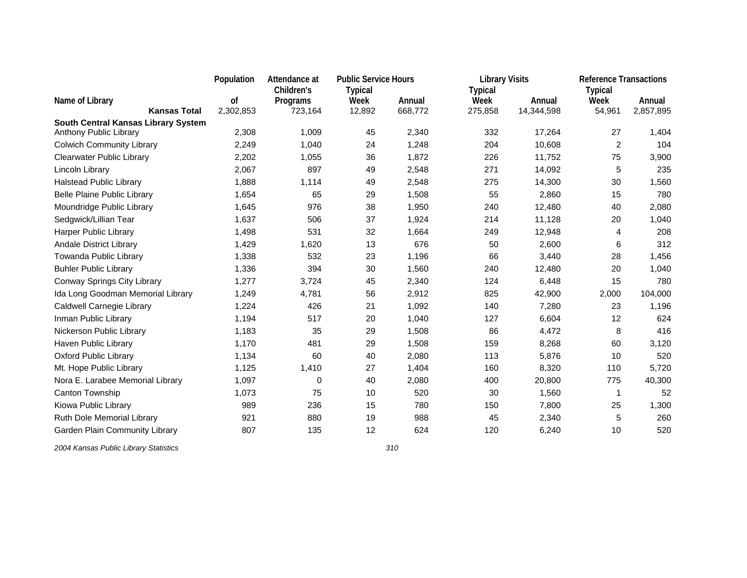| Name of Library | Population of | Attendance at Children's Programs | Public Service Hours Typical Week | Public Service Hours Annual | Library Visits Typical Week | Library Visits Annual | Reference Transactions Typical Week | Reference Transactions Annual |
|---|---|---|---|---|---|---|---|---|
| **Kansas Total** | 2,302,853 | 723,164 | 12,892 | 668,772 | 275,858 | 14,344,598 | 54,961 | 2,857,895 |
| **South Central Kansas Library System** | | | | | | | | |
| Anthony Public Library | 2,308 | 1,009 | 45 | 2,340 | 332 | 17,264 | 27 | 1,404 |
| Colwich Community Library | 2,249 | 1,040 | 24 | 1,248 | 204 | 10,608 | 2 | 104 |
| Clearwater Public Library | 2,202 | 1,055 | 36 | 1,872 | 226 | 11,752 | 75 | 3,900 |
| Lincoln Library | 2,067 | 897 | 49 | 2,548 | 271 | 14,092 | 5 | 235 |
| Halstead Public Library | 1,888 | 1,114 | 49 | 2,548 | 275 | 14,300 | 30 | 1,560 |
| Belle Plaine Public Library | 1,654 | 65 | 29 | 1,508 | 55 | 2,860 | 15 | 780 |
| Moundridge Public Library | 1,645 | 976 | 38 | 1,950 | 240 | 12,480 | 40 | 2,080 |
| Sedgwick/Lillian Tear | 1,637 | 506 | 37 | 1,924 | 214 | 11,128 | 20 | 1,040 |
| Harper Public Library | 1,498 | 531 | 32 | 1,664 | 249 | 12,948 | 4 | 208 |
| Andale District Library | 1,429 | 1,620 | 13 | 676 | 50 | 2,600 | 6 | 312 |
| Towanda Public Library | 1,338 | 532 | 23 | 1,196 | 66 | 3,440 | 28 | 1,456 |
| Buhler Public Library | 1,336 | 394 | 30 | 1,560 | 240 | 12,480 | 20 | 1,040 |
| Conway Springs City Library | 1,277 | 3,724 | 45 | 2,340 | 124 | 6,448 | 15 | 780 |
| Ida Long Goodman Memorial Library | 1,249 | 4,781 | 56 | 2,912 | 825 | 42,900 | 2,000 | 104,000 |
| Caldwell Carnegie Library | 1,224 | 426 | 21 | 1,092 | 140 | 7,280 | 23 | 1,196 |
| Inman Public Library | 1,194 | 517 | 20 | 1,040 | 127 | 6,604 | 12 | 624 |
| Nickerson Public Library | 1,183 | 35 | 29 | 1,508 | 86 | 4,472 | 8 | 416 |
| Haven Public Library | 1,170 | 481 | 29 | 1,508 | 159 | 8,268 | 60 | 3,120 |
| Oxford Public Library | 1,134 | 60 | 40 | 2,080 | 113 | 5,876 | 10 | 520 |
| Mt. Hope Public Library | 1,125 | 1,410 | 27 | 1,404 | 160 | 8,320 | 110 | 5,720 |
| Nora E. Larabee Memorial Library | 1,097 | 0 | 40 | 2,080 | 400 | 20,800 | 775 | 40,300 |
| Canton Township | 1,073 | 75 | 10 | 520 | 30 | 1,560 | 1 | 52 |
| Kiowa Public Library | 989 | 236 | 15 | 780 | 150 | 7,800 | 25 | 1,300 |
| Ruth Dole Memorial Library | 921 | 880 | 19 | 988 | 45 | 2,340 | 5 | 260 |
| Garden Plain Community Library | 807 | 135 | 12 | 624 | 120 | 6,240 | 10 | 520 |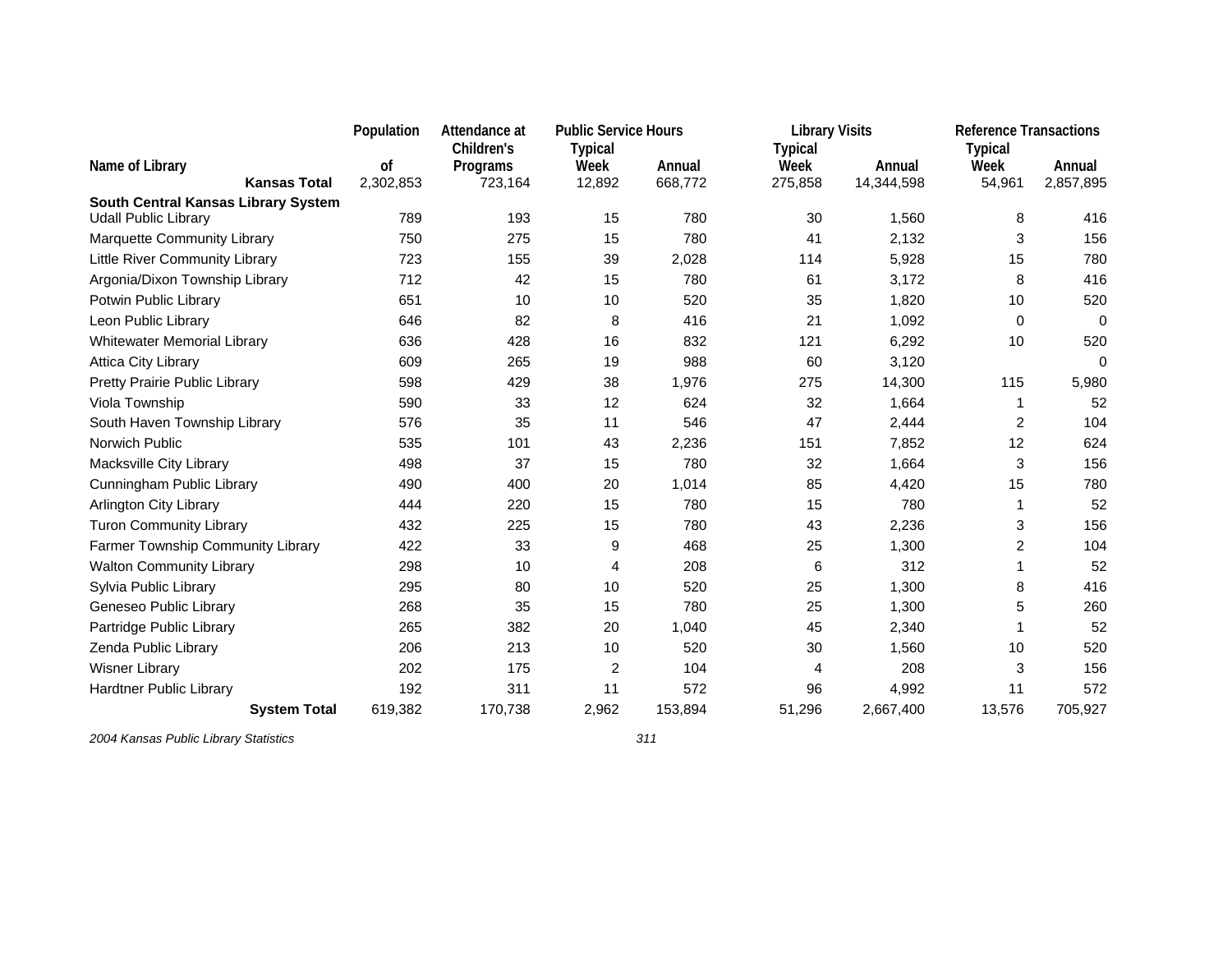| Name of Library | Population of | Attendance at Children's Programs | Public Service Hours | | Library Visits | | Reference Transactions | |
|---|---|---|---|---|---|---|---|---|
| | | | Typical Week | Annual | Typical Week | Annual | Typical Week | Annual |
| **Kansas Total** | 2,302,853 | 723,164 | 12,892 | 668,772 | 275,858 | 14,344,598 | 54,961 | 2,857,895 |
| **South Central Kansas Library System** | | | | | | | | |
| Udall Public Library | 789 | 193 | 15 | 780 | 30 | 1,560 | 8 | 416 |
| Marquette Community Library | 750 | 275 | 15 | 780 | 41 | 2,132 | 3 | 156 |
| Little River Community Library | 723 | 155 | 39 | 2,028 | 114 | 5,928 | 15 | 780 |
| Argonia/Dixon Township Library | 712 | 42 | 15 | 780 | 61 | 3,172 | 8 | 416 |
| Potwin Public Library | 651 | 10 | 10 | 520 | 35 | 1,820 | 10 | 520 |
| Leon Public Library | 646 | 82 | 8 | 416 | 21 | 1,092 | 0 | 0 |
| Whitewater Memorial Library | 636 | 428 | 16 | 832 | 121 | 6,292 | 10 | 520 |
| Attica City Library | 609 | 265 | 19 | 988 | 60 | 3,120 | | 0 |
| Pretty Prairie Public Library | 598 | 429 | 38 | 1,976 | 275 | 14,300 | 115 | 5,980 |
| Viola Township | 590 | 33 | 12 | 624 | 32 | 1,664 | 1 | 52 |
| South Haven Township Library | 576 | 35 | 11 | 546 | 47 | 2,444 | 2 | 104 |
| Norwich Public | 535 | 101 | 43 | 2,236 | 151 | 7,852 | 12 | 624 |
| Macksville City Library | 498 | 37 | 15 | 780 | 32 | 1,664 | 3 | 156 |
| Cunningham Public Library | 490 | 400 | 20 | 1,014 | 85 | 4,420 | 15 | 780 |
| Arlington City Library | 444 | 220 | 15 | 780 | 15 | 780 | 1 | 52 |
| Turon Community Library | 432 | 225 | 15 | 780 | 43 | 2,236 | 3 | 156 |
| Farmer Township Community Library | 422 | 33 | 9 | 468 | 25 | 1,300 | 2 | 104 |
| Walton Community Library | 298 | 10 | 4 | 208 | 6 | 312 | 1 | 52 |
| Sylvia Public Library | 295 | 80 | 10 | 520 | 25 | 1,300 | 8 | 416 |
| Geneseo Public Library | 268 | 35 | 15 | 780 | 25 | 1,300 | 5 | 260 |
| Partridge Public Library | 265 | 382 | 20 | 1,040 | 45 | 2,340 | 1 | 52 |
| Zenda Public Library | 206 | 213 | 10 | 520 | 30 | 1,560 | 10 | 520 |
| Wisner Library | 202 | 175 | 2 | 104 | 4 | 208 | 3 | 156 |
| Hardtner Public Library | 192 | 311 | 11 | 572 | 96 | 4,992 | 11 | 572 |
| **System Total** | 619,382 | 170,738 | 2,962 | 153,894 | 51,296 | 2,667,400 | 13,576 | 705,927 |

*2004 Kansas Public Library Statistics*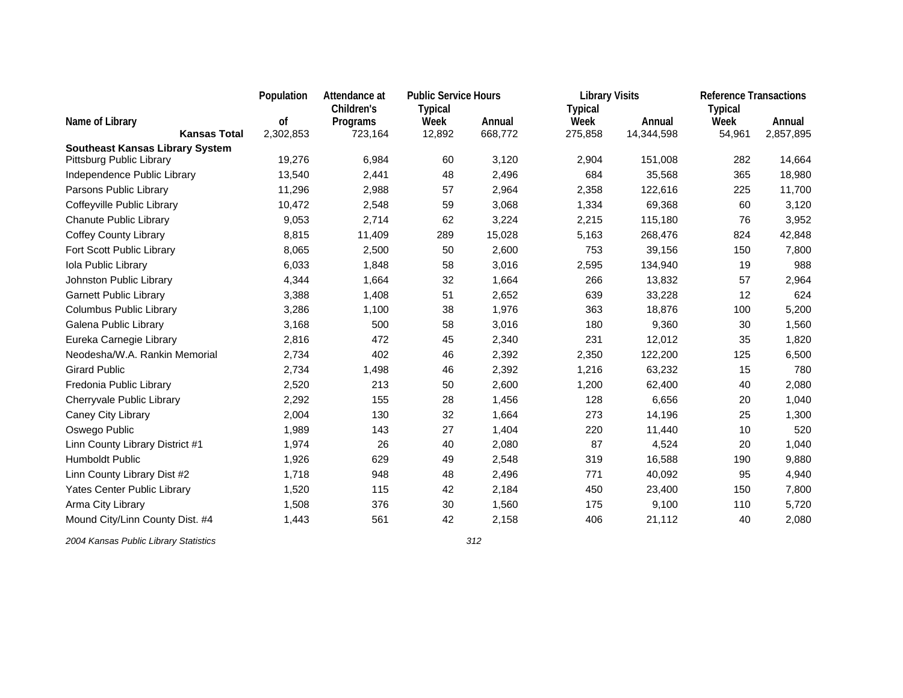| Name of Library | Population of | Attendance at Children's Programs | Public Service Hours Typical Week | Public Service Hours Annual | Library Visits Typical Week | Library Visits Annual | Reference Transactions Typical Week | Reference Transactions Annual |
|---|---|---|---|---|---|---|---|---|
| **Kansas Total** | 2,302,853 | 723,164 | 12,892 | 668,772 | 275,858 | 14,344,598 | 54,961 | 2,857,895 |
| **Southeast Kansas Library System** | | | | | | | | |
| Pittsburg Public Library | 19,276 | 6,984 | 60 | 3,120 | 2,904 | 151,008 | 282 | 14,664 |
| Independence Public Library | 13,540 | 2,441 | 48 | 2,496 | 684 | 35,568 | 365 | 18,980 |
| Parsons Public Library | 11,296 | 2,988 | 57 | 2,964 | 2,358 | 122,616 | 225 | 11,700 |
| Coffeyville Public Library | 10,472 | 2,548 | 59 | 3,068 | 1,334 | 69,368 | 60 | 3,120 |
| Chanute Public Library | 9,053 | 2,714 | 62 | 3,224 | 2,215 | 115,180 | 76 | 3,952 |
| Coffey County Library | 8,815 | 11,409 | 289 | 15,028 | 5,163 | 268,476 | 824 | 42,848 |
| Fort Scott Public Library | 8,065 | 2,500 | 50 | 2,600 | 753 | 39,156 | 150 | 7,800 |
| Iola Public Library | 6,033 | 1,848 | 58 | 3,016 | 2,595 | 134,940 | 19 | 988 |
| Johnston Public Library | 4,344 | 1,664 | 32 | 1,664 | 266 | 13,832 | 57 | 2,964 |
| Garnett Public Library | 3,388 | 1,408 | 51 | 2,652 | 639 | 33,228 | 12 | 624 |
| Columbus Public Library | 3,286 | 1,100 | 38 | 1,976 | 363 | 18,876 | 100 | 5,200 |
| Galena Public Library | 3,168 | 500 | 58 | 3,016 | 180 | 9,360 | 30 | 1,560 |
| Eureka Carnegie Library | 2,816 | 472 | 45 | 2,340 | 231 | 12,012 | 35 | 1,820 |
| Neodesha/W.A. Rankin Memorial | 2,734 | 402 | 46 | 2,392 | 2,350 | 122,200 | 125 | 6,500 |
| Girard Public | 2,734 | 1,498 | 46 | 2,392 | 1,216 | 63,232 | 15 | 780 |
| Fredonia Public Library | 2,520 | 213 | 50 | 2,600 | 1,200 | 62,400 | 40 | 2,080 |
| Cherryvale Public Library | 2,292 | 155 | 28 | 1,456 | 128 | 6,656 | 20 | 1,040 |
| Caney City Library | 2,004 | 130 | 32 | 1,664 | 273 | 14,196 | 25 | 1,300 |
| Oswego Public | 1,989 | 143 | 27 | 1,404 | 220 | 11,440 | 10 | 520 |
| Linn County Library District #1 | 1,974 | 26 | 40 | 2,080 | 87 | 4,524 | 20 | 1,040 |
| Humboldt Public | 1,926 | 629 | 49 | 2,548 | 319 | 16,588 | 190 | 9,880 |
| Linn County Library Dist #2 | 1,718 | 948 | 48 | 2,496 | 771 | 40,092 | 95 | 4,940 |
| Yates Center Public Library | 1,520 | 115 | 42 | 2,184 | 450 | 23,400 | 150 | 7,800 |
| Arma City Library | 1,508 | 376 | 30 | 1,560 | 175 | 9,100 | 110 | 5,720 |
| Mound City/Linn County Dist. #4 | 1,443 | 561 | 42 | 2,158 | 406 | 21,112 | 40 | 2,080 |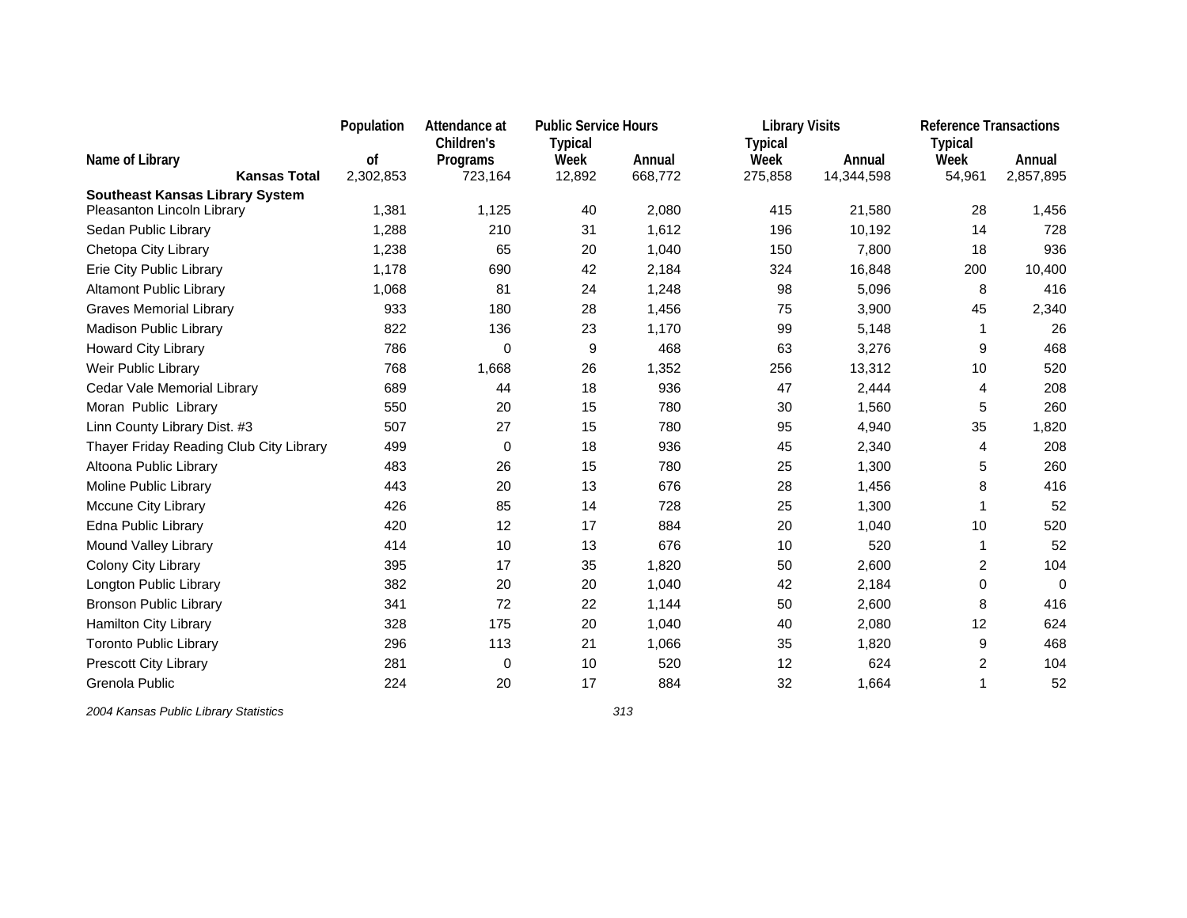| Name of Library | Population of | Attendance at Children's Programs | Public Service Hours Typical Week | Public Service Hours Annual | Library Visits Typical Week | Library Visits Annual | Reference Transactions Typical Week | Reference Transactions Annual |
|---|---|---|---|---|---|---|---|---|
| **Kansas Total** | 2,302,853 | 723,164 | 12,892 | 668,772 | 275,858 | 14,344,598 | 54,961 | 2,857,895 |
| **Southeast Kansas Library System** | | | | | | | | |
| Pleasanton Lincoln Library | 1,381 | 1,125 | 40 | 2,080 | 415 | 21,580 | 28 | 1,456 |
| Sedan Public Library | 1,288 | 210 | 31 | 1,612 | 196 | 10,192 | 14 | 728 |
| Chetopa City Library | 1,238 | 65 | 20 | 1,040 | 150 | 7,800 | 18 | 936 |
| Erie City Public Library | 1,178 | 690 | 42 | 2,184 | 324 | 16,848 | 200 | 10,400 |
| Altamont Public Library | 1,068 | 81 | 24 | 1,248 | 98 | 5,096 | 8 | 416 |
| Graves Memorial Library | 933 | 180 | 28 | 1,456 | 75 | 3,900 | 45 | 2,340 |
| Madison Public Library | 822 | 136 | 23 | 1,170 | 99 | 5,148 | 1 | 26 |
| Howard City Library | 786 | 0 | 9 | 468 | 63 | 3,276 | 9 | 468 |
| Weir Public Library | 768 | 1,668 | 26 | 1,352 | 256 | 13,312 | 10 | 520 |
| Cedar Vale Memorial Library | 689 | 44 | 18 | 936 | 47 | 2,444 | 4 | 208 |
| Moran Public Library | 550 | 20 | 15 | 780 | 30 | 1,560 | 5 | 260 |
| Linn County Library Dist. #3 | 507 | 27 | 15 | 780 | 95 | 4,940 | 35 | 1,820 |
| Thayer Friday Reading Club City Library | 499 | 0 | 18 | 936 | 45 | 2,340 | 4 | 208 |
| Altoona Public Library | 483 | 26 | 15 | 780 | 25 | 1,300 | 5 | 260 |
| Moline Public Library | 443 | 20 | 13 | 676 | 28 | 1,456 | 8 | 416 |
| Mccune City Library | 426 | 85 | 14 | 728 | 25 | 1,300 | 1 | 52 |
| Edna Public Library | 420 | 12 | 17 | 884 | 20 | 1,040 | 10 | 520 |
| Mound Valley Library | 414 | 10 | 13 | 676 | 10 | 520 | 1 | 52 |
| Colony City Library | 395 | 17 | 35 | 1,820 | 50 | 2,600 | 2 | 104 |
| Longton Public Library | 382 | 20 | 20 | 1,040 | 42 | 2,184 | 0 | 0 |
| Bronson Public Library | 341 | 72 | 22 | 1,144 | 50 | 2,600 | 8 | 416 |
| Hamilton City Library | 328 | 175 | 20 | 1,040 | 40 | 2,080 | 12 | 624 |
| Toronto Public Library | 296 | 113 | 21 | 1,066 | 35 | 1,820 | 9 | 468 |
| Prescott City Library | 281 | 0 | 10 | 520 | 12 | 624 | 2 | 104 |
| Grenola Public | 224 | 20 | 17 | 884 | 32 | 1,664 | 1 | 52 |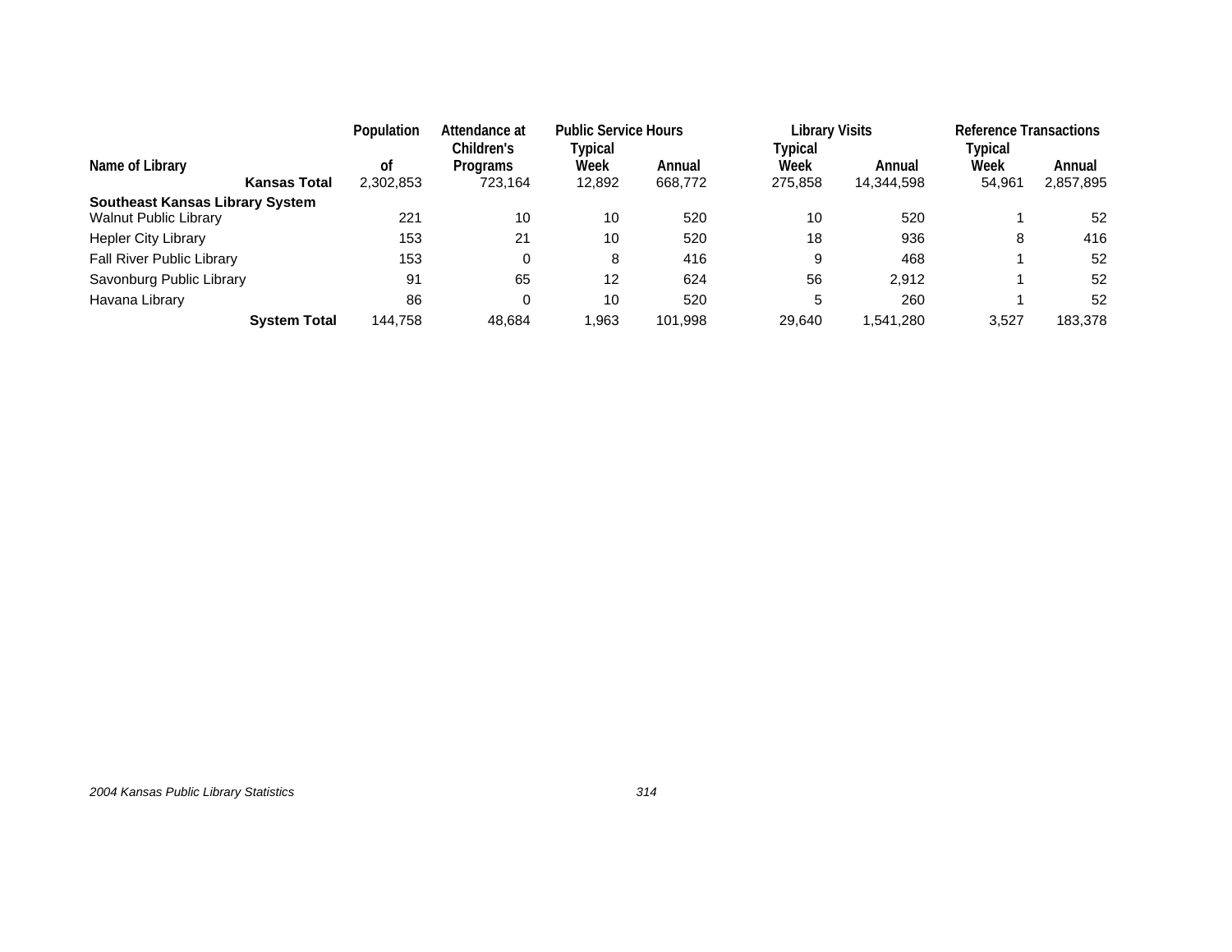| Name of Library | Population of | Attendance at Children's Programs | Public Service Hours Typical Week | Public Service Hours Annual | Library Visits Typical Week | Library Visits Annual | Reference Transactions Typical Week | Reference Transactions Annual |
|---|---|---|---|---|---|---|---|---|
| **Kansas Total** | 2,302,853 | 723,164 | 12,892 | 668,772 | 275,858 | 14,344,598 | 54,961 | 2,857,895 |
| **Southeast Kansas Library System** | | | | | | | | |
| Walnut Public Library | 221 | 10 | 10 | 520 | 10 | 520 | 1 | 52 |
| Hepler City Library | 153 | 21 | 10 | 520 | 18 | 936 | 8 | 416 |
| Fall River Public Library | 153 | 0 | 8 | 416 | 9 | 468 | 1 | 52 |
| Savonburg Public Library | 91 | 65 | 12 | 624 | 56 | 2,912 | 1 | 52 |
| Havana Library | 86 | 0 | 10 | 520 | 5 | 260 | 1 | 52 |
| **System Total** | 144,758 | 48,684 | 1,963 | 101,998 | 29,640 | 1,541,280 | 3,527 | 183,378 |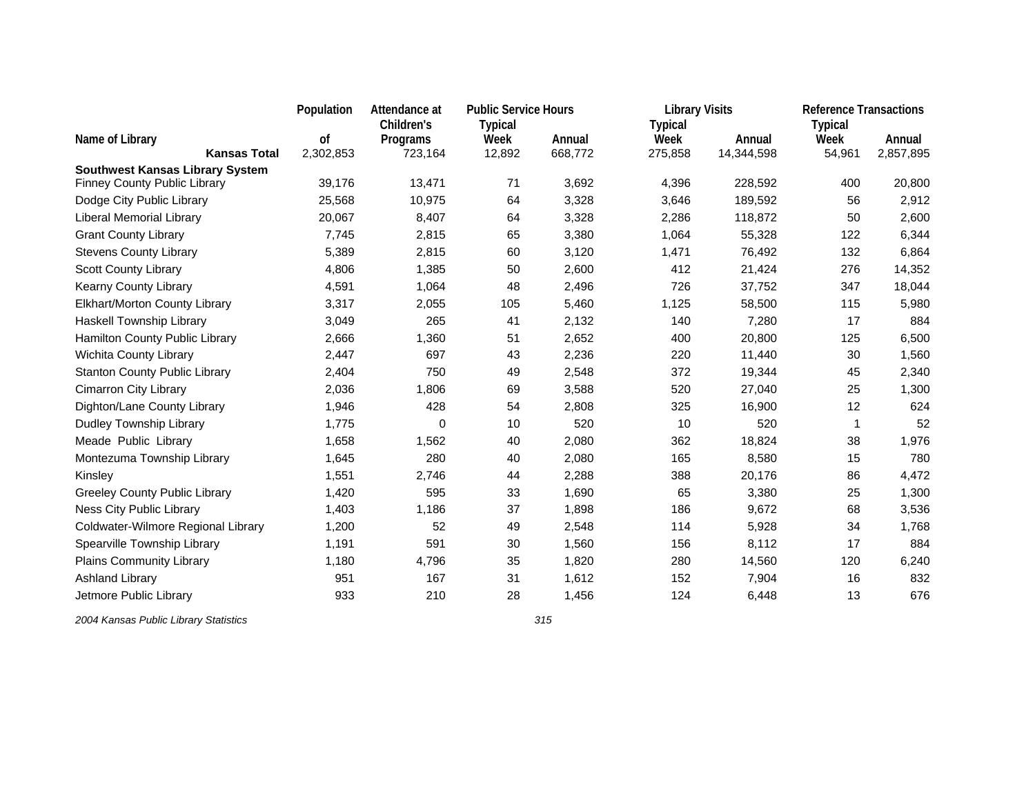| Name of Library | Population of | Attendance at Children's Programs | Public Service Hours Typical Week | Public Service Hours Annual | Library Visits Typical Week | Library Visits Annual | Reference Transactions Typical Week | Reference Transactions Annual |
|---|---|---|---|---|---|---|---|---|
| **Kansas Total** | 2,302,853 | 723,164 | 12,892 | 668,772 | 275,858 | 14,344,598 | 54,961 | 2,857,895 |
| **Southwest Kansas Library System** | | | | | | | | |
| Finney County Public Library | 39,176 | 13,471 | 71 | 3,692 | 4,396 | 228,592 | 400 | 20,800 |
| Dodge City Public Library | 25,568 | 10,975 | 64 | 3,328 | 3,646 | 189,592 | 56 | 2,912 |
| Liberal Memorial Library | 20,067 | 8,407 | 64 | 3,328 | 2,286 | 118,872 | 50 | 2,600 |
| Grant County Library | 7,745 | 2,815 | 65 | 3,380 | 1,064 | 55,328 | 122 | 6,344 |
| Stevens County Library | 5,389 | 2,815 | 60 | 3,120 | 1,471 | 76,492 | 132 | 6,864 |
| Scott County Library | 4,806 | 1,385 | 50 | 2,600 | 412 | 21,424 | 276 | 14,352 |
| Kearny County Library | 4,591 | 1,064 | 48 | 2,496 | 726 | 37,752 | 347 | 18,044 |
| Elkhart/Morton County Library | 3,317 | 2,055 | 105 | 5,460 | 1,125 | 58,500 | 115 | 5,980 |
| Haskell Township Library | 3,049 | 265 | 41 | 2,132 | 140 | 7,280 | 17 | 884 |
| Hamilton County Public Library | 2,666 | 1,360 | 51 | 2,652 | 400 | 20,800 | 125 | 6,500 |
| Wichita County Library | 2,447 | 697 | 43 | 2,236 | 220 | 11,440 | 30 | 1,560 |
| Stanton County Public Library | 2,404 | 750 | 49 | 2,548 | 372 | 19,344 | 45 | 2,340 |
| Cimarron City Library | 2,036 | 1,806 | 69 | 3,588 | 520 | 27,040 | 25 | 1,300 |
| Dighton/Lane County Library | 1,946 | 428 | 54 | 2,808 | 325 | 16,900 | 12 | 624 |
| Dudley Township Library | 1,775 | 0 | 10 | 520 | 10 | 520 | 1 | 52 |
| Meade Public Library | 1,658 | 1,562 | 40 | 2,080 | 362 | 18,824 | 38 | 1,976 |
| Montezuma Township Library | 1,645 | 280 | 40 | 2,080 | 165 | 8,580 | 15 | 780 |
| Kinsley | 1,551 | 2,746 | 44 | 2,288 | 388 | 20,176 | 86 | 4,472 |
| Greeley County Public Library | 1,420 | 595 | 33 | 1,690 | 65 | 3,380 | 25 | 1,300 |
| Ness City Public Library | 1,403 | 1,186 | 37 | 1,898 | 186 | 9,672 | 68 | 3,536 |
| Coldwater-Wilmore Regional Library | 1,200 | 52 | 49 | 2,548 | 114 | 5,928 | 34 | 1,768 |
| Spearville Township Library | 1,191 | 591 | 30 | 1,560 | 156 | 8,112 | 17 | 884 |
| Plains Community Library | 1,180 | 4,796 | 35 | 1,820 | 280 | 14,560 | 120 | 6,240 |
| Ashland Library | 951 | 167 | 31 | 1,612 | 152 | 7,904 | 16 | 832 |
| Jetmore Public Library | 933 | 210 | 28 | 1,456 | 124 | 6,448 | 13 | 676 |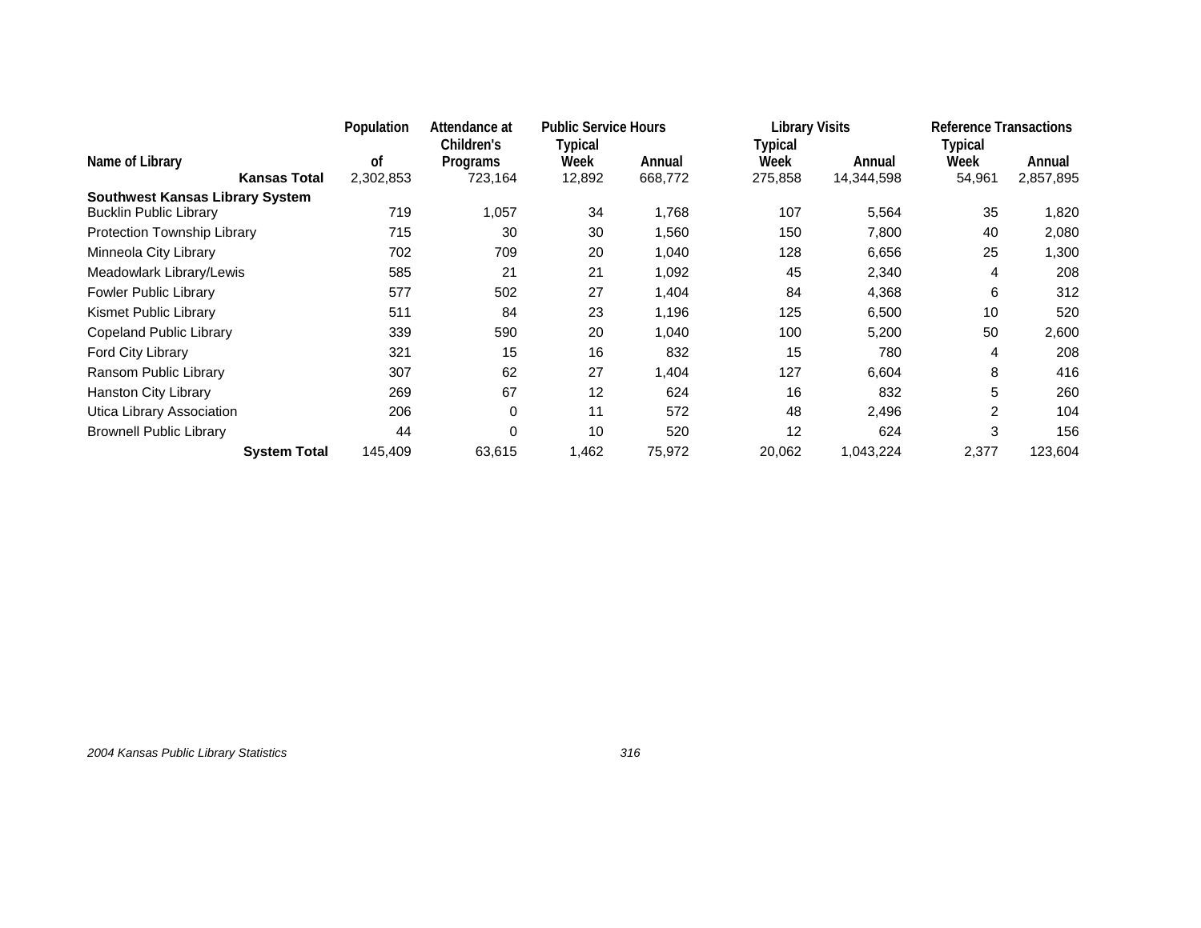| Name of Library | Population of | Attendance at Children's Programs | Public Service Hours Typical Week | Public Service Hours Annual | Library Visits Typical Week | Library Visits Annual | Reference Transactions Typical Week | Reference Transactions Annual |
|---|---|---|---|---|---|---|---|---|
| **Kansas Total** | 2,302,853 | 723,164 | 12,892 | 668,772 | 275,858 | 14,344,598 | 54,961 | 2,857,895 |
| **Southwest Kansas Library System** | | | | | | | | |
| Bucklin Public Library | 719 | 1,057 | 34 | 1,768 | 107 | 5,564 | 35 | 1,820 |
| Protection Township Library | 715 | 30 | 30 | 1,560 | 150 | 7,800 | 40 | 2,080 |
| Minneola City Library | 702 | 709 | 20 | 1,040 | 128 | 6,656 | 25 | 1,300 |
| Meadowlark Library/Lewis | 585 | 21 | 21 | 1,092 | 45 | 2,340 | 4 | 208 |
| Fowler Public Library | 577 | 502 | 27 | 1,404 | 84 | 4,368 | 6 | 312 |
| Kismet Public Library | 511 | 84 | 23 | 1,196 | 125 | 6,500 | 10 | 520 |
| Copeland Public Library | 339 | 590 | 20 | 1,040 | 100 | 5,200 | 50 | 2,600 |
| Ford City Library | 321 | 15 | 16 | 832 | 15 | 780 | 4 | 208 |
| Ransom Public Library | 307 | 62 | 27 | 1,404 | 127 | 6,604 | 8 | 416 |
| Hanston City Library | 269 | 67 | 12 | 624 | 16 | 832 | 5 | 260 |
| Utica Library Association | 206 | 0 | 11 | 572 | 48 | 2,496 | 2 | 104 |
| Brownell Public Library | 44 | 0 | 10 | 520 | 12 | 624 | 3 | 156 |
| **System Total** | 145,409 | 63,615 | 1,462 | 75,972 | 20,062 | 1,043,224 | 2,377 | 123,604 |